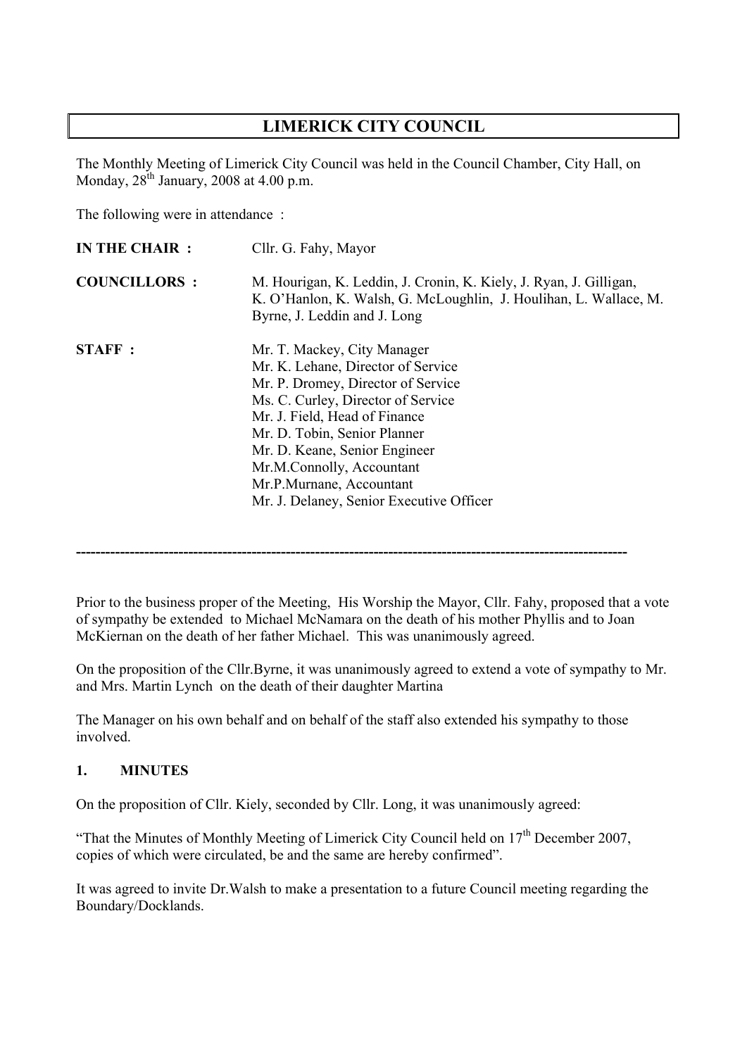# LIMERICK CITY COUNCIL

The Monthly Meeting of Limerick City Council was held in the Council Chamber, City Hall, on Monday, 28th January, 2008 at 4.00 p.m.

The following were in attendance :

| | |
|---|---|
| **IN THE CHAIR :** | Cllr. G. Fahy, Mayor |
| **COUNCILLORS :** | M. Hourigan, K. Leddin, J. Cronin, K. Kiely, J. Ryan, J. Gilligan, K. O'Hanlon, K. Walsh, G. McLoughlin, J. Houlihan, L. Wallace, M. Byrne, J. Leddin and J. Long |
| **STAFF :** | Mr. T. Mackey, City Manager<br>Mr. K. Lehane, Director of Service<br>Mr. P. Dromey, Director of Service<br>Ms. C. Curley, Director of Service<br>Mr. J. Field, Head of Finance<br>Mr. D. Tobin, Senior Planner<br>Mr. D. Keane, Senior Engineer<br>Mr.M.Connolly, Accountant<br>Mr.P.Murnane, Accountant<br>Mr. J. Delaney, Senior Executive Officer |

---

Prior to the business proper of the Meeting, His Worship the Mayor, Cllr. Fahy, proposed that a vote of sympathy be extended to Michael McNamara on the death of his mother Phyllis and to Joan McKiernan on the death of her father Michael. This was unanimously agreed.

On the proposition of the Cllr.Byrne, it was unanimously agreed to extend a vote of sympathy to Mr. and Mrs. Martin Lynch on the death of their daughter Martina

The Manager on his own behalf and on behalf of the staff also extended his sympathy to those involved.

## 1. MINUTES

On the proposition of Cllr. Kiely, seconded by Cllr. Long, it was unanimously agreed:

"That the Minutes of Monthly Meeting of Limerick City Council held on 17th December 2007, copies of which were circulated, be and the same are hereby confirmed".

It was agreed to invite Dr.Walsh to make a presentation to a future Council meeting regarding the Boundary/Docklands.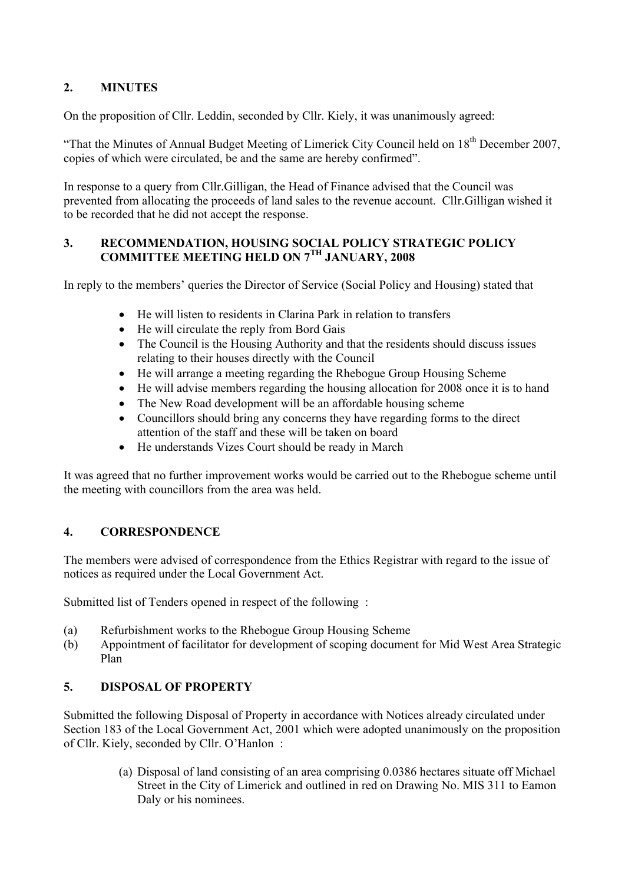## 2. MINUTES

On the proposition of Cllr. Leddin, seconded by Cllr. Kiely, it was unanimously agreed:

"That the Minutes of Annual Budget Meeting of Limerick City Council held on 18th December 2007, copies of which were circulated, be and the same are hereby confirmed".

In response to a query from Cllr.Gilligan, the Head of Finance advised that the Council was prevented from allocating the proceeds of land sales to the revenue account. Cllr.Gilligan wished it to be recorded that he did not accept the response.

## 3. RECOMMENDATION, HOUSING SOCIAL POLICY STRATEGIC POLICY COMMITTEE MEETING HELD ON 7TH JANUARY, 2008

In reply to the members' queries the Director of Service (Social Policy and Housing) stated that

- He will listen to residents in Clarina Park in relation to transfers
- He will circulate the reply from Bord Gais
- The Council is the Housing Authority and that the residents should discuss issues relating to their houses directly with the Council
- He will arrange a meeting regarding the Rhebogue Group Housing Scheme
- He will advise members regarding the housing allocation for 2008 once it is to hand
- The New Road development will be an affordable housing scheme
- Councillors should bring any concerns they have regarding forms to the direct attention of the staff and these will be taken on board
- He understands Vizes Court should be ready in March

It was agreed that no further improvement works would be carried out to the Rhebogue scheme until the meeting with councillors from the area was held.

## 4. CORRESPONDENCE

The members were advised of correspondence from the Ethics Registrar with regard to the issue of notices as required under the Local Government Act.

Submitted list of Tenders opened in respect of the following :

(a) Refurbishment works to the Rhebogue Group Housing Scheme
(b) Appointment of facilitator for development of scoping document for Mid West Area Strategic Plan

## 5. DISPOSAL OF PROPERTY

Submitted the following Disposal of Property in accordance with Notices already circulated under Section 183 of the Local Government Act, 2001 which were adopted unanimously on the proposition of Cllr. Kiely, seconded by Cllr. O'Hanlon :

(a) Disposal of land consisting of an area comprising 0.0386 hectares situate off Michael Street in the City of Limerick and outlined in red on Drawing No. MIS 311 to Eamon Daly or his nominees.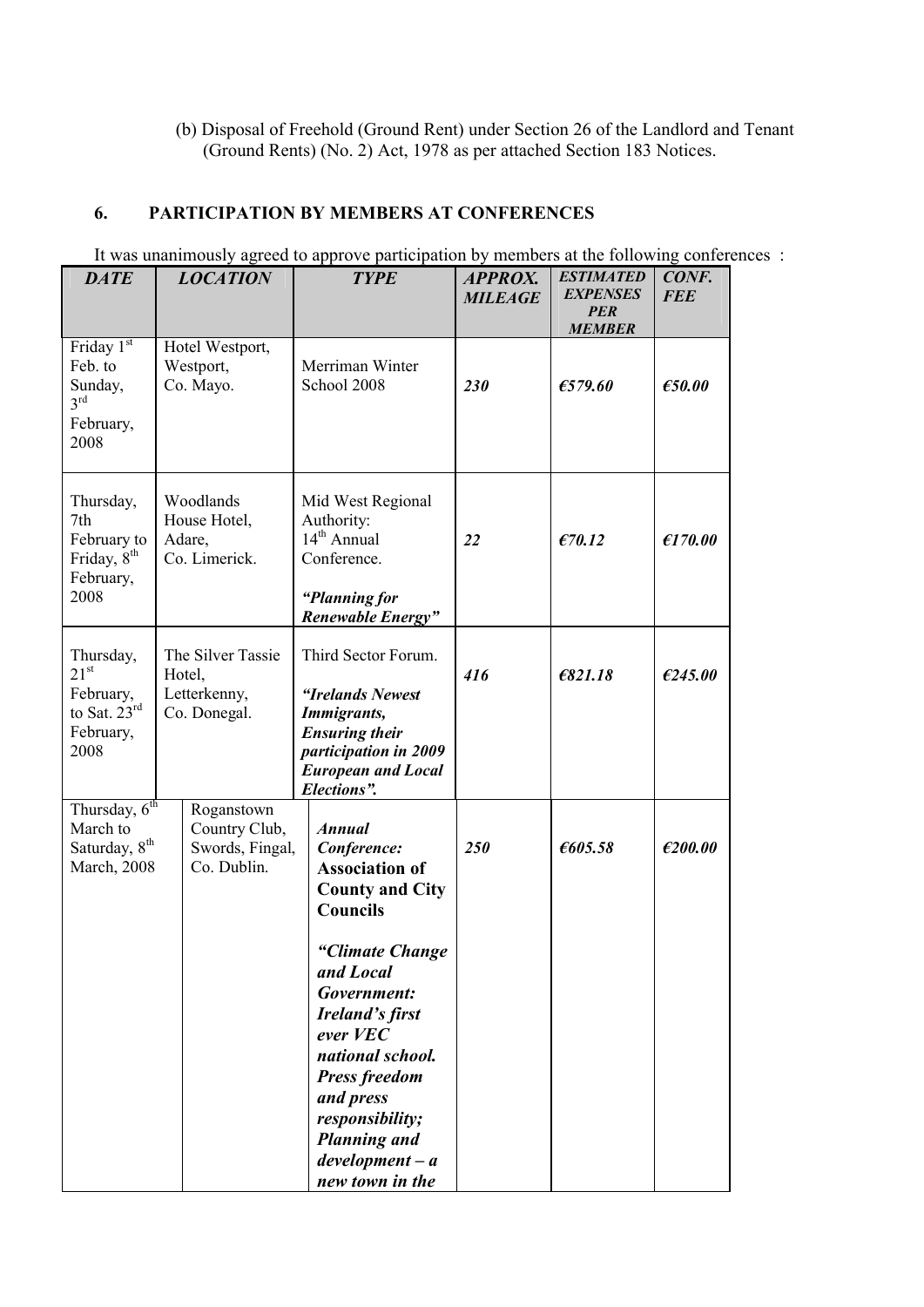(b) Disposal of Freehold (Ground Rent) under Section 26 of the Landlord and Tenant (Ground Rents) (No. 2) Act, 1978 as per attached Section 183 Notices.

## 6. PARTICIPATION BY MEMBERS AT CONFERENCES

It was unanimously agreed to approve participation by members at the following conferences :

| *DATE* | *LOCATION* | *TYPE* | *APPROX. MILEAGE* | *ESTIMATED EXPENSES PER MEMBER* | *CONF. FEE* |
|---|---|---|---|---|---|
| Friday 1st Feb. to Sunday, 3rd February, 2008 | Hotel Westport, Westport, Co. Mayo. | Merriman Winter School 2008 | ***230*** | ***€579.60*** | ***€50.00*** |
| Thursday, 7th February to Friday, 8th February, 2008 | Woodlands House Hotel, Adare, Co. Limerick. | Mid West Regional Authority: 14th Annual Conference. ***"Planning for Renewable Energy"*** | ***22*** | ***€70.12*** | ***€170.00*** |
| Thursday, 21st February, to Sat. 23rd February, 2008 | The Silver Tassie Hotel, Letterkenny, Co. Donegal. | Third Sector Forum. ***"Irelands Newest Immigrants, Ensuring their participation in 2009 European and Local Elections".*** | ***416*** | ***€821.18*** | ***€245.00*** |
| Thursday, 6th March to Saturday, 8th March, 2008 | Roganstown Country Club, Swords, Fingal, Co. Dublin. | ***Annual Conference:*** **Association of County and City Councils** ***"Climate Change and Local Government: Ireland's first ever VEC national school. Press freedom and press responsibility; Planning and development – a new town in the*** | ***250*** | ***€605.58*** | ***€200.00*** |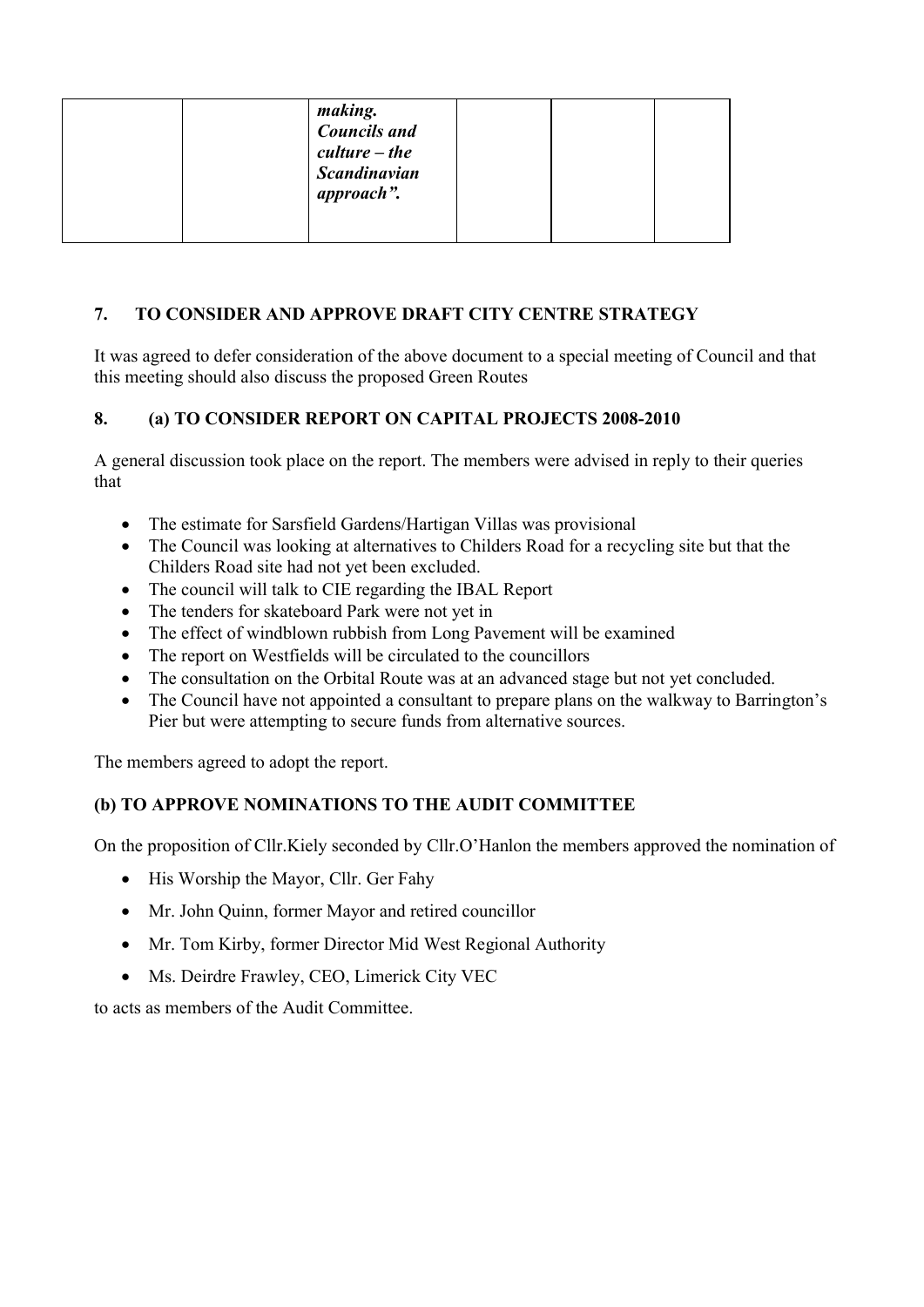|  |  | ***making. Councils and culture – the Scandinavian approach".*** |  |  |  |
|---|---|---|---|---|---|

## 7. TO CONSIDER AND APPROVE DRAFT CITY CENTRE STRATEGY

It was agreed to defer consideration of the above document to a special meeting of Council and that this meeting should also discuss the proposed Green Routes

## 8. (a) TO CONSIDER REPORT ON CAPITAL PROJECTS 2008-2010

A general discussion took place on the report. The members were advised in reply to their queries that

- The estimate for Sarsfield Gardens/Hartigan Villas was provisional
- The Council was looking at alternatives to Childers Road for a recycling site but that the Childers Road site had not yet been excluded.
- The council will talk to CIE regarding the IBAL Report
- The tenders for skateboard Park were not yet in
- The effect of windblown rubbish from Long Pavement will be examined
- The report on Westfields will be circulated to the councillors
- The consultation on the Orbital Route was at an advanced stage but not yet concluded.
- The Council have not appointed a consultant to prepare plans on the walkway to Barrington's Pier but were attempting to secure funds from alternative sources.

The members agreed to adopt the report.

### (b) TO APPROVE NOMINATIONS TO THE AUDIT COMMITTEE

On the proposition of Cllr.Kiely seconded by Cllr.O'Hanlon the members approved the nomination of

- His Worship the Mayor, Cllr. Ger Fahy
- Mr. John Quinn, former Mayor and retired councillor
- Mr. Tom Kirby, former Director Mid West Regional Authority
- Ms. Deirdre Frawley, CEO, Limerick City VEC

to acts as members of the Audit Committee.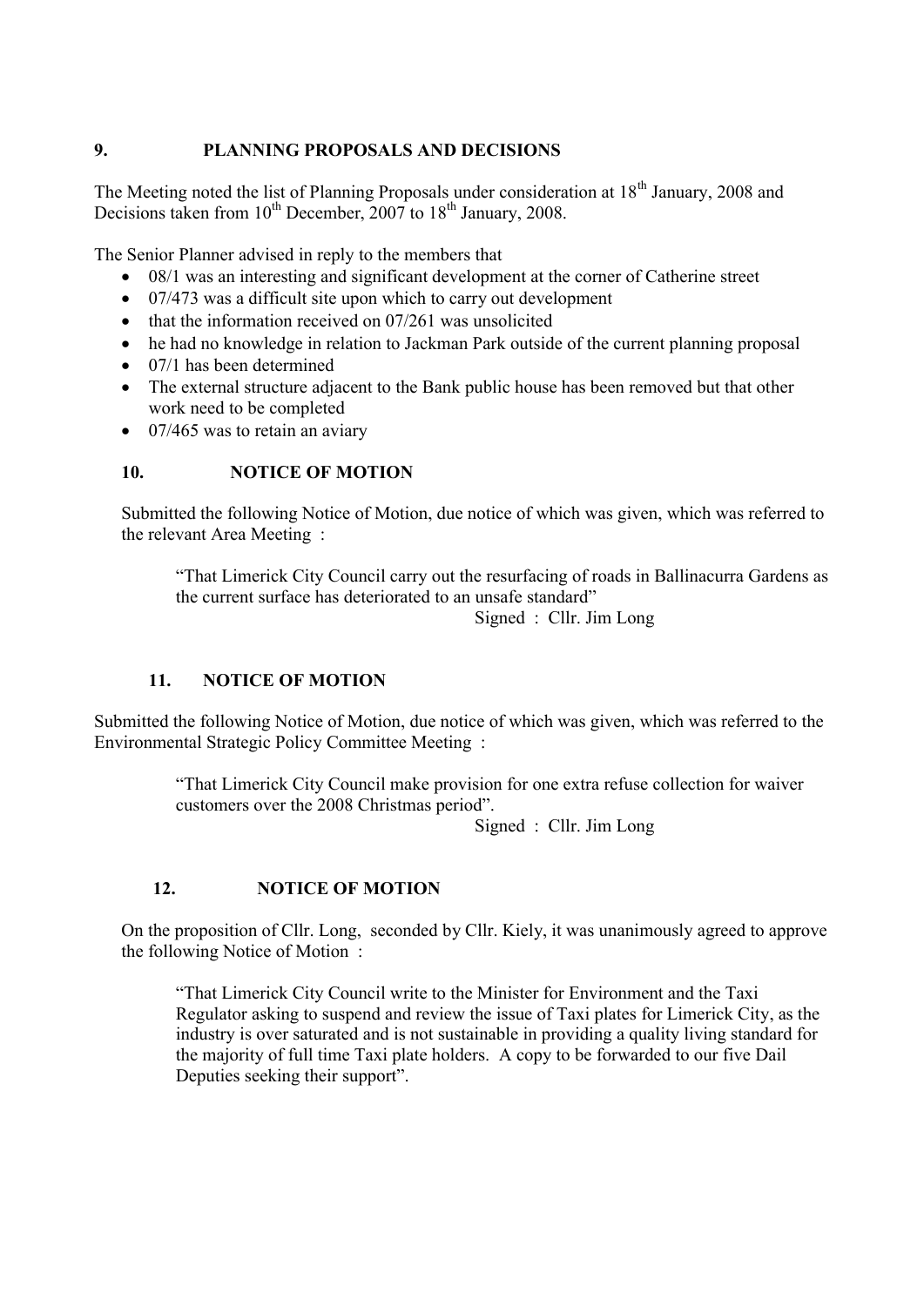## 9. PLANNING PROPOSALS AND DECISIONS

The Meeting noted the list of Planning Proposals under consideration at 18th January, 2008 and Decisions taken from 10th December, 2007 to 18th January, 2008.

The Senior Planner advised in reply to the members that

- 08/1 was an interesting and significant development at the corner of Catherine street
- 07/473 was a difficult site upon which to carry out development
- that the information received on 07/261 was unsolicited
- he had no knowledge in relation to Jackman Park outside of the current planning proposal
- 07/1 has been determined
- The external structure adjacent to the Bank public house has been removed but that other work need to be completed
- 07/465 was to retain an aviary

## 10. NOTICE OF MOTION

Submitted the following Notice of Motion, due notice of which was given, which was referred to the relevant Area Meeting :

> "That Limerick City Council carry out the resurfacing of roads in Ballinacurra Gardens as the current surface has deteriorated to an unsafe standard"
>
> Signed : Cllr. Jim Long

## 11. NOTICE OF MOTION

Submitted the following Notice of Motion, due notice of which was given, which was referred to the Environmental Strategic Policy Committee Meeting :

> "That Limerick City Council make provision for one extra refuse collection for waiver customers over the 2008 Christmas period".
>
> Signed : Cllr. Jim Long

## 12. NOTICE OF MOTION

On the proposition of Cllr. Long, seconded by Cllr. Kiely, it was unanimously agreed to approve the following Notice of Motion :

> "That Limerick City Council write to the Minister for Environment and the Taxi Regulator asking to suspend and review the issue of Taxi plates for Limerick City, as the industry is over saturated and is not sustainable in providing a quality living standard for the majority of full time Taxi plate holders. A copy to be forwarded to our five Dail Deputies seeking their support".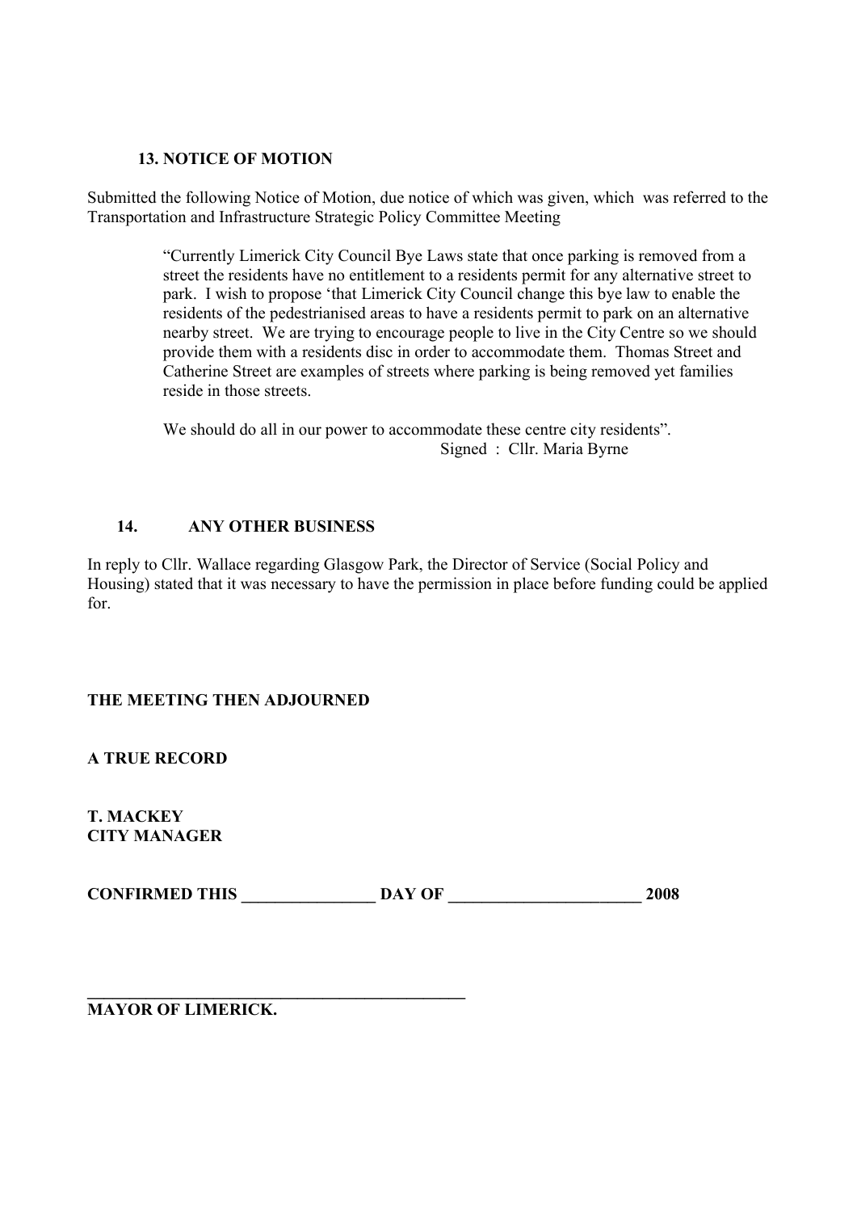### 13. NOTICE OF MOTION

Submitted the following Notice of Motion, due notice of which was given, which was referred to the Transportation and Infrastructure Strategic Policy Committee Meeting

> "Currently Limerick City Council Bye Laws state that once parking is removed from a street the residents have no entitlement to a residents permit for any alternative street to park. I wish to propose 'that Limerick City Council change this bye law to enable the residents of the pedestrianised areas to have a residents permit to park on an alternative nearby street. We are trying to encourage people to live in the City Centre so we should provide them with a residents disc in order to accommodate them. Thomas Street and Catherine Street are examples of streets where parking is being removed yet families reside in those streets.
>
> We should do all in our power to accommodate these centre city residents".
>
> Signed : Cllr. Maria Byrne

### 14. ANY OTHER BUSINESS

In reply to Cllr. Wallace regarding Glasgow Park, the Director of Service (Social Policy and Housing) stated that it was necessary to have the permission in place before funding could be applied for.

**THE MEETING THEN ADJOURNED**

**A TRUE RECORD**

**T. MACKEY**
**CITY MANAGER**

**CONFIRMED THIS ________________ DAY OF _______________________ 2008**

**______________________________________________**
**MAYOR OF LIMERICK.**